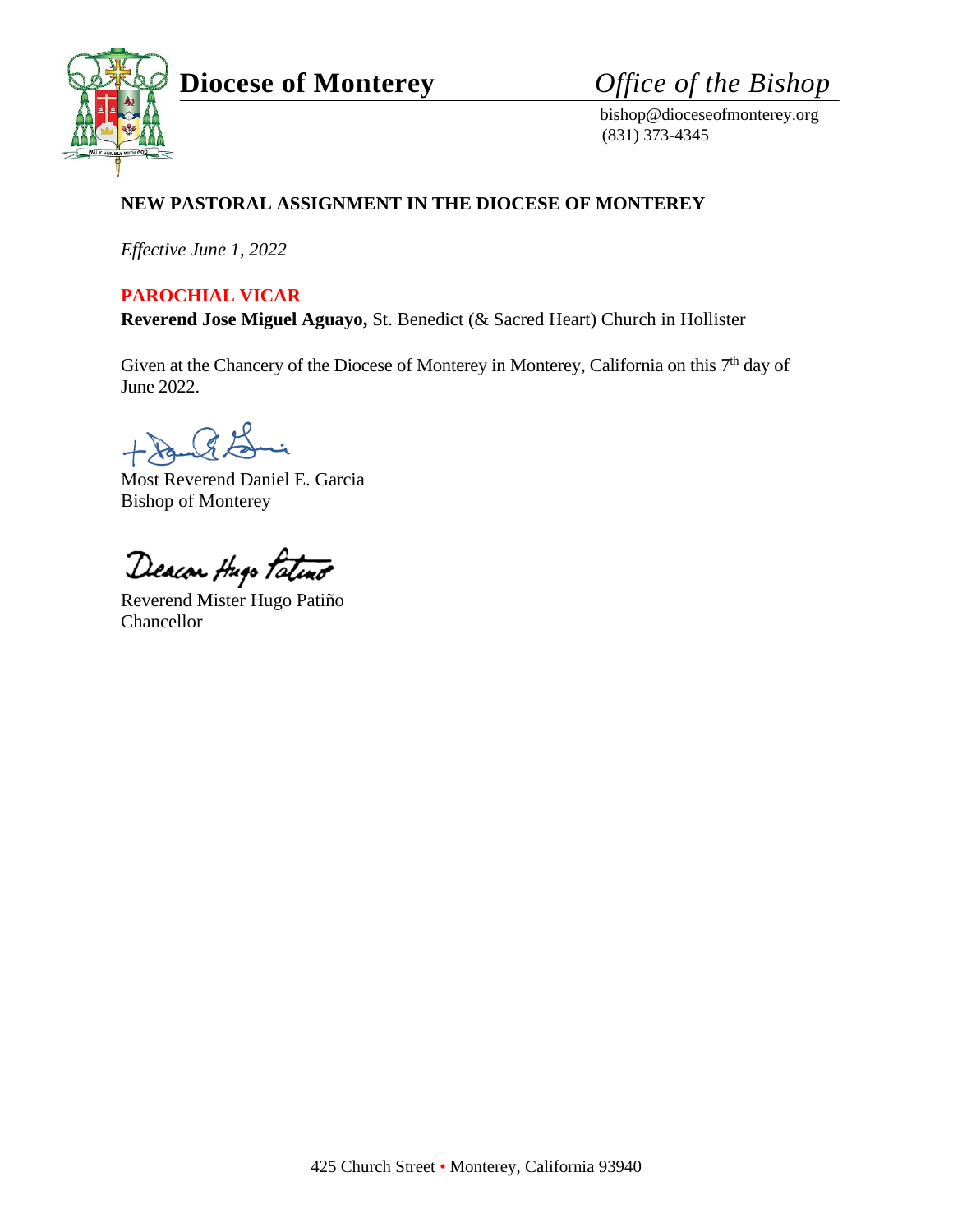**Diocese of Monterey** *Office of the Bishop*

bishop@dioceseofmonterey.org
(831) 373-4345

## NEW PASTORAL ASSIGNMENT IN THE DIOCESE OF MONTEREY

*Effective June 1, 2022*

**PAROCHIAL VICAR**

**Reverend Jose Miguel Aguayo,** St. Benedict (& Sacred Heart) Church in Hollister

Given at the Chancery of the Diocese of Monterey in Monterey, California on this 7th day of June 2022.

Most Reverend Daniel E. Garcia
Bishop of Monterey

Reverend Mister Hugo Patiño
Chancellor

425 Church Street • Monterey, California 93940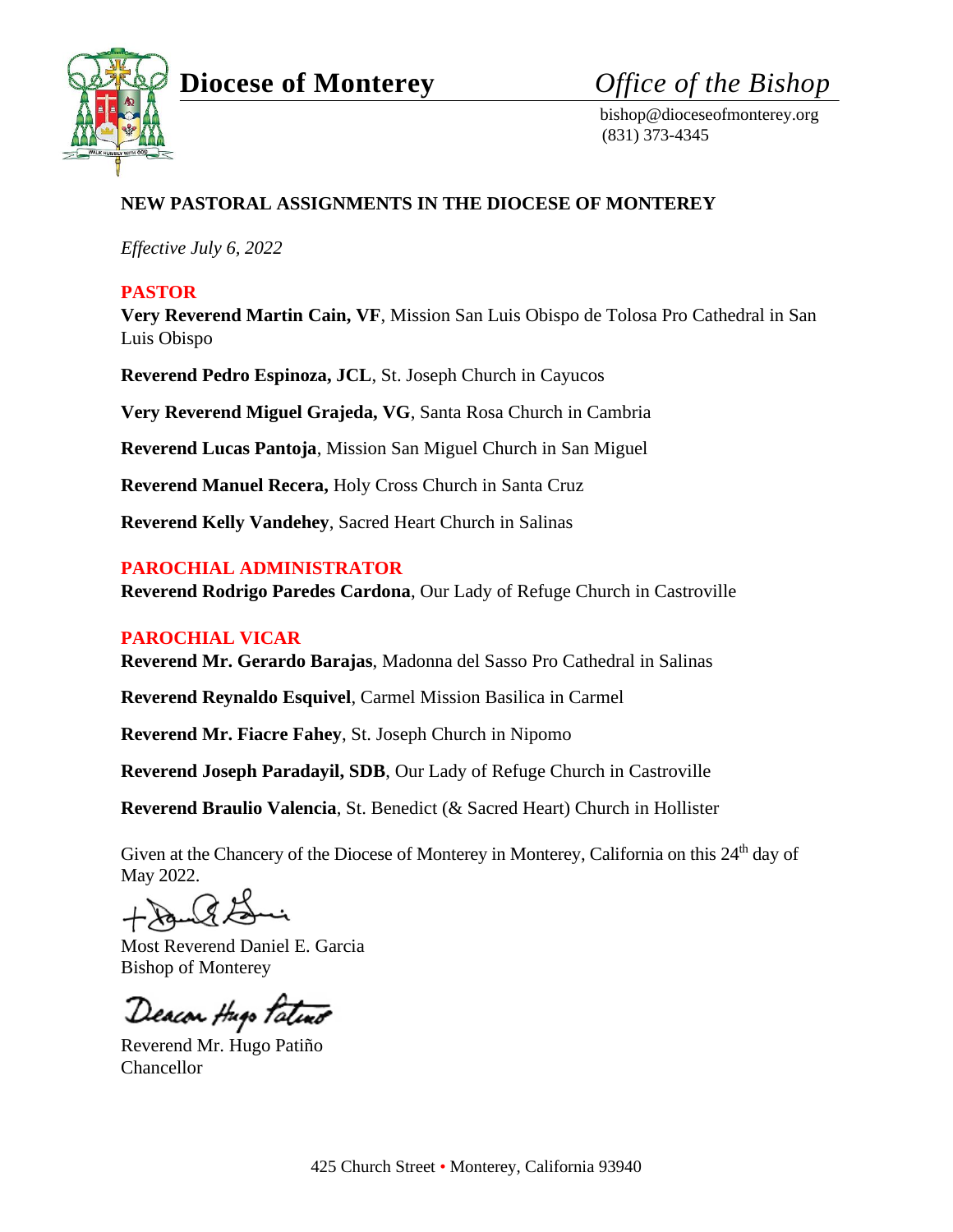**Diocese of Monterey** *Office of the Bishop*

bishop@dioceseofmonterey.org
(831) 373-4345

**NEW PASTORAL ASSIGNMENTS IN THE DIOCESE OF MONTEREY**

*Effective July 6, 2022*

**PASTOR**

**Very Reverend Martin Cain, VF**, Mission San Luis Obispo de Tolosa Pro Cathedral in San Luis Obispo

**Reverend Pedro Espinoza, JCL**, St. Joseph Church in Cayucos

**Very Reverend Miguel Grajeda, VG**, Santa Rosa Church in Cambria

**Reverend Lucas Pantoja**, Mission San Miguel Church in San Miguel

**Reverend Manuel Recera,** Holy Cross Church in Santa Cruz

**Reverend Kelly Vandehey**, Sacred Heart Church in Salinas

**PAROCHIAL ADMINISTRATOR**

**Reverend Rodrigo Paredes Cardona**, Our Lady of Refuge Church in Castroville

**PAROCHIAL VICAR**

**Reverend Mr. Gerardo Barajas**, Madonna del Sasso Pro Cathedral in Salinas

**Reverend Reynaldo Esquivel**, Carmel Mission Basilica in Carmel

**Reverend Mr. Fiacre Fahey**, St. Joseph Church in Nipomo

**Reverend Joseph Paradayil, SDB**, Our Lady of Refuge Church in Castroville

**Reverend Braulio Valencia**, St. Benedict (& Sacred Heart) Church in Hollister

Given at the Chancery of the Diocese of Monterey in Monterey, California on this 24th day of May 2022.

Most Reverend Daniel E. Garcia
Bishop of Monterey

Reverend Mr. Hugo Patiño
Chancellor

425 Church Street • Monterey, California 93940